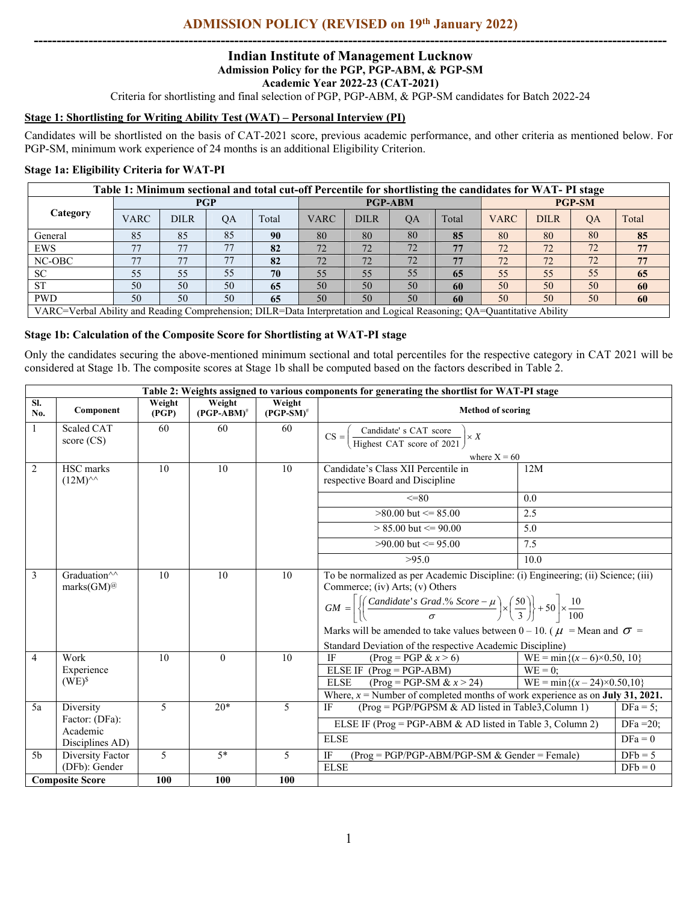## ADMISSION POLICY (REVISED on 19th January 2022)

---

# Indian Institute of Management Lucknow

### Admission Policy for the PGP, PGP-ABM, & PGP-SM

### Academic Year 2022-23 (CAT-2021)

Criteria for shortlisting and final selection of PGP, PGP-ABM, & PGP-SM candidates for Batch 2022-24

## Stage 1: Shortlisting for Writing Ability Test (WAT) – Personal Interview (PI)

Candidates will be shortlisted on the basis of CAT-2021 score, previous academic performance, and other criteria as mentioned below. For PGP-SM, minimum work experience of 24 months is an additional Eligibility Criterion.

### Stage 1a: Eligibility Criteria for WAT-PI

**Table 1: Minimum sectional and total cut-off Percentile for shortlisting the candidates for WAT- PI stage**

| Category | PGP | | | | PGP-ABM | | | | PGP-SM | | | |
|---|---|---|---|---|---|---|---|---|---|---|---|---|
| | VARC | DILR | QA | Total | VARC | DILR | QA | Total | VARC | DILR | QA | Total |
| General | 85 | 85 | 85 | **90** | 80 | 80 | 80 | **85** | 80 | 80 | 80 | **85** |
| EWS | 77 | 77 | 77 | **82** | 72 | 72 | 72 | **77** | 72 | 72 | 72 | **77** |
| NC-OBC | 77 | 77 | 77 | **82** | 72 | 72 | 72 | **77** | 72 | 72 | 72 | **77** |
| SC | 55 | 55 | 55 | **70** | 55 | 55 | 55 | **65** | 55 | 55 | 55 | **65** |
| ST | 50 | 50 | 50 | **65** | 50 | 50 | 50 | **60** | 50 | 50 | 50 | **60** |
| PWD | 50 | 50 | 50 | **65** | 50 | 50 | 50 | **60** | 50 | 50 | 50 | **60** |

VARC=Verbal Ability and Reading Comprehension; DILR=Data Interpretation and Logical Reasoning; QA=Quantitative Ability

### Stage 1b: Calculation of the Composite Score for Shortlisting at WAT-PI stage

Only the candidates securing the above-mentioned minimum sectional and total percentiles for the respective category in CAT 2021 will be considered at Stage 1b. The composite scores at Stage 1b shall be computed based on the factors described in Table 2.

**Table 2: Weights assigned to various components for generating the shortlist for WAT-PI stage**

| Sl. No. | Component | Weight (PGP) | Weight (PGP-ABM)# | Weight (PGP-SM)# | Method of scoring | |
|---|---|---|---|---|---|---|
| 1 | Scaled CAT score (CS) | 60 | 60 | 60 | $CS = \left( \frac{\text{Candidate's CAT score}}{\text{Highest CAT score of 2021}} \right) \times X$ where X = 60 | |
| 2 | HSC marks (12M)^^ | 10 | 10 | 10 | Candidate's Class XII Percentile in respective Board and Discipline | 12M |
| | | | | | <=80 | 0.0 |
| | | | | | >80.00 but <= 85.00 | 2.5 |
| | | | | | > 85.00 but <= 90.00 | 5.0 |
| | | | | | >90.00 but <= 95.00 | 7.5 |
| | | | | | >95.0 | 10.0 |
| 3 | Graduation^^ marks(GM)@ | 10 | 10 | 10 | To be normalized as per Academic Discipline: (i) Engineering; (ii) Science; (iii) Commerce; (iv) Arts; (v) Others $GM = \left[ \left\{ \left( \frac{Candidate's\ Grad.\%\ Score - \mu}{\sigma} \right) \times \left( \frac{50}{3} \right) \right\} + 50 \right] \times \frac{10}{100}$ Marks will be amended to take values between 0 – 10. ( $\mu$ = Mean and $\sigma$ = Standard Deviation of the respective Academic Discipline) | |
| 4 | Work Experience (WE)$ | 10 | 0 | 10 | IF (Prog = PGP & $x > 6$) | WE = $\min\{(x - 6)\times 0.50,\ 10\}$ |
| | | | | | ELSE IF (Prog = PGP-ABM) | WE = 0; |
| | | | | | ELSE (Prog = PGP-SM & $x > 24$) | WE = $\min\{(x - 24)\times 0.50, 10\}$ |
| | | | | | Where, $x$ = Number of completed months of work experience as on **July 31, 2021.** | |
| 5a | Diversity Factor: (DFa): Academic Disciplines AD) | 5 | 20* | 5 | IF (Prog = PGP/PGPSM & AD listed in Table3,Column 1) | DFa = 5; |
| | | | | | ELSE IF (Prog = PGP-ABM & AD listed in Table 3, Column 2) | DFa =20; |
| | | | | | ELSE | DFa = 0 |
| 5b | Diversity Factor (DFb): Gender | 5 | 5* | 5 | IF (Prog = PGP/PGP-ABM/PGP-SM & Gender = Female) | DFb = 5 |
| | | | | | ELSE | DFb = 0 |
| **Composite Score** | | **100** | **100** | **100** | | |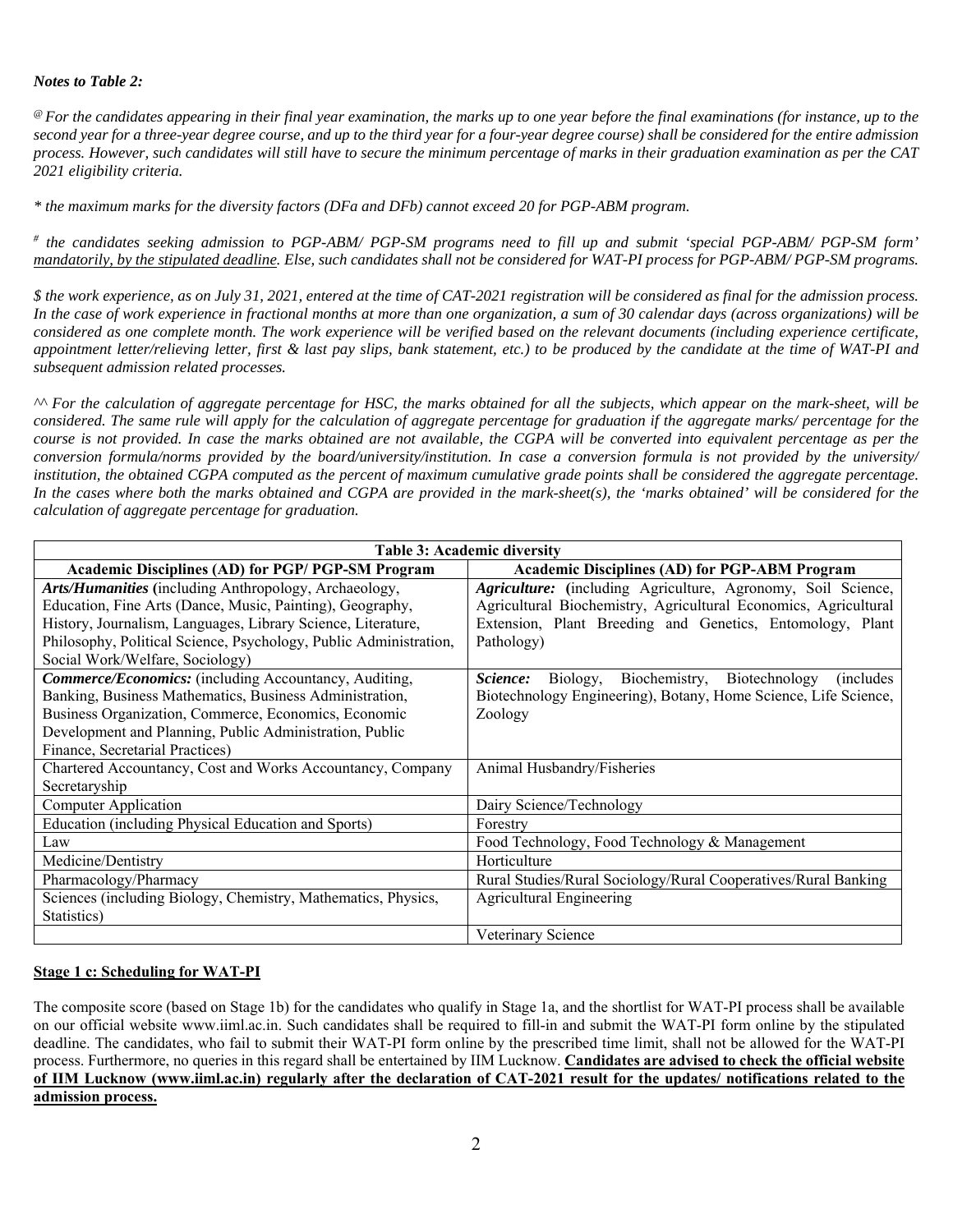***Notes to Table 2:***

*@ For the candidates appearing in their final year examination, the marks up to one year before the final examinations (for instance, up to the second year for a three-year degree course, and up to the third year for a four-year degree course) shall be considered for the entire admission process. However, such candidates will still have to secure the minimum percentage of marks in their graduation examination as per the CAT 2021 eligibility criteria.*

*\* the maximum marks for the diversity factors (DFa and DFb) cannot exceed 20 for PGP-ABM program.*

*# the candidates seeking admission to PGP-ABM/ PGP-SM programs need to fill up and submit 'special PGP-ABM/ PGP-SM form' <u>mandatorily, by the stipulated deadline</u>. Else, such candidates shall not be considered for WAT-PI process for PGP-ABM/ PGP-SM programs.*

*$ the work experience, as on July 31, 2021, entered at the time of CAT-2021 registration will be considered as final for the admission process. In the case of work experience in fractional months at more than one organization, a sum of 30 calendar days (across organizations) will be considered as one complete month. The work experience will be verified based on the relevant documents (including experience certificate, appointment letter/relieving letter, first & last pay slips, bank statement, etc.) to be produced by the candidate at the time of WAT-PI and subsequent admission related processes.*

*^^ For the calculation of aggregate percentage for HSC, the marks obtained for all the subjects, which appear on the mark-sheet, will be considered. The same rule will apply for the calculation of aggregate percentage for graduation if the aggregate marks/ percentage for the course is not provided. In case the marks obtained are not available, the CGPA will be converted into equivalent percentage as per the conversion formula/norms provided by the board/university/institution. In case a conversion formula is not provided by the university/ institution, the obtained CGPA computed as the percent of maximum cumulative grade points shall be considered the aggregate percentage. In the cases where both the marks obtained and CGPA are provided in the mark-sheet(s), the 'marks obtained' will be considered for the calculation of aggregate percentage for graduation.*

| **Table 3: Academic diversity** | |
|---|---|
| **Academic Disciplines (AD) for PGP/ PGP-SM Program** | **Academic Disciplines (AD) for PGP-ABM Program** |
| ***Arts/Humanities*** **(**including Anthropology, Archaeology, Education, Fine Arts (Dance, Music, Painting), Geography, History, Journalism, Languages, Library Science, Literature, Philosophy, Political Science, Psychology, Public Administration, Social Work/Welfare, Sociology) | ***Agriculture:*** **(**including Agriculture, Agronomy, Soil Science, Agricultural Biochemistry, Agricultural Economics, Agricultural Extension, Plant Breeding and Genetics, Entomology, Plant Pathology) |
| ***Commerce/Economics:*** (including Accountancy, Auditing, Banking, Business Mathematics, Business Administration, Business Organization, Commerce, Economics, Economic Development and Planning, Public Administration, Public Finance, Secretarial Practices) | ***Science:*** Biology, Biochemistry, Biotechnology (includes Biotechnology Engineering), Botany, Home Science, Life Science, Zoology |
| Chartered Accountancy, Cost and Works Accountancy, Company Secretaryship | Animal Husbandry/Fisheries |
| Computer Application | Dairy Science/Technology |
| Education (including Physical Education and Sports) | Forestry |
| Law | Food Technology, Food Technology & Management |
| Medicine/Dentistry | Horticulture |
| Pharmacology/Pharmacy | Rural Studies/Rural Sociology/Rural Cooperatives/Rural Banking |
| Sciences (including Biology, Chemistry, Mathematics, Physics, Statistics) | Agricultural Engineering |
| | Veterinary Science |

**<u>Stage 1 c: Scheduling for WAT-PI</u>**

The composite score (based on Stage 1b) for the candidates who qualify in Stage 1a, and the shortlist for WAT-PI process shall be available on our official website www.iiml.ac.in. Such candidates shall be required to fill-in and submit the WAT-PI form online by the stipulated deadline. The candidates, who fail to submit their WAT-PI form online by the prescribed time limit, shall not be allowed for the WAT-PI process. Furthermore, no queries in this regard shall be entertained by IIM Lucknow. **<u>Candidates are advised to check the official website of IIM Lucknow (www.iiml.ac.in) regularly after the declaration of CAT-2021 result for the updates/ notifications related to the admission process.</u>**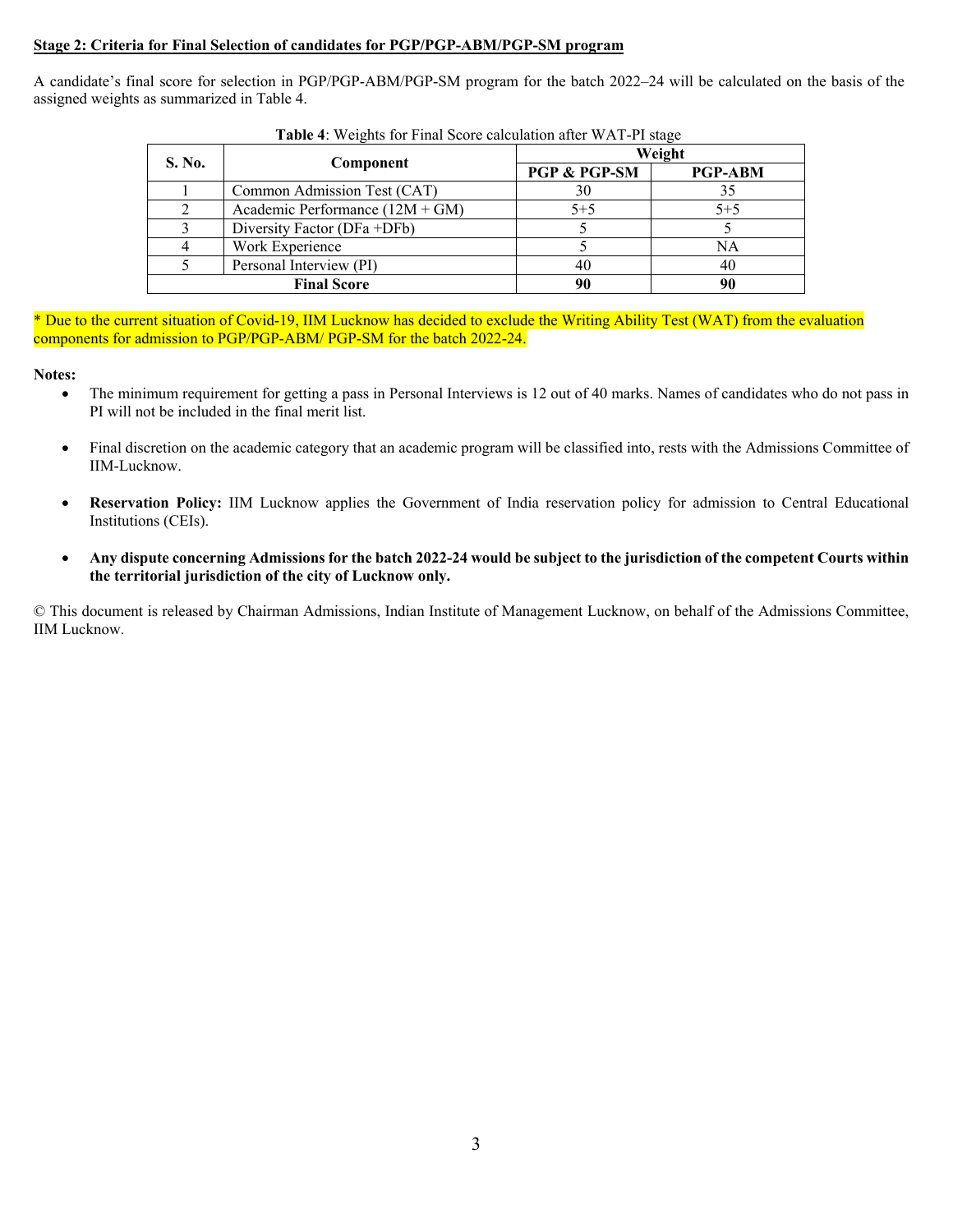**Stage 2: Criteria for Final Selection of candidates for PGP/PGP-ABM/PGP-SM program**

A candidate's final score for selection in PGP/PGP-ABM/PGP-SM program for the batch 2022–24 will be calculated on the basis of the assigned weights as summarized in Table 4.

**Table 4**: Weights for Final Score calculation after WAT-PI stage

| S. No. | Component | Weight | |
|---|---|---|---|
| | | PGP & PGP-SM | PGP-ABM |
| 1 | Common Admission Test (CAT) | 30 | 35 |
| 2 | Academic Performance (12M + GM) | 5+5 | 5+5 |
| 3 | Diversity Factor (DFa +DFb) | 5 | 5 |
| 4 | Work Experience | 5 | NA |
| 5 | Personal Interview (PI) | 40 | 40 |
| **Final Score** | | **90** | **90** |

* Due to the current situation of Covid-19, IIM Lucknow has decided to exclude the Writing Ability Test (WAT) from the evaluation components for admission to PGP/PGP-ABM/ PGP-SM for the batch 2022-24.

**Notes:**

- The minimum requirement for getting a pass in Personal Interviews is 12 out of 40 marks. Names of candidates who do not pass in PI will not be included in the final merit list.
- Final discretion on the academic category that an academic program will be classified into, rests with the Admissions Committee of IIM-Lucknow.
- **Reservation Policy:** IIM Lucknow applies the Government of India reservation policy for admission to Central Educational Institutions (CEIs).
- **Any dispute concerning Admissions for the batch 2022-24 would be subject to the jurisdiction of the competent Courts within the territorial jurisdiction of the city of Lucknow only.**

© This document is released by Chairman Admissions, Indian Institute of Management Lucknow, on behalf of the Admissions Committee, IIM Lucknow.